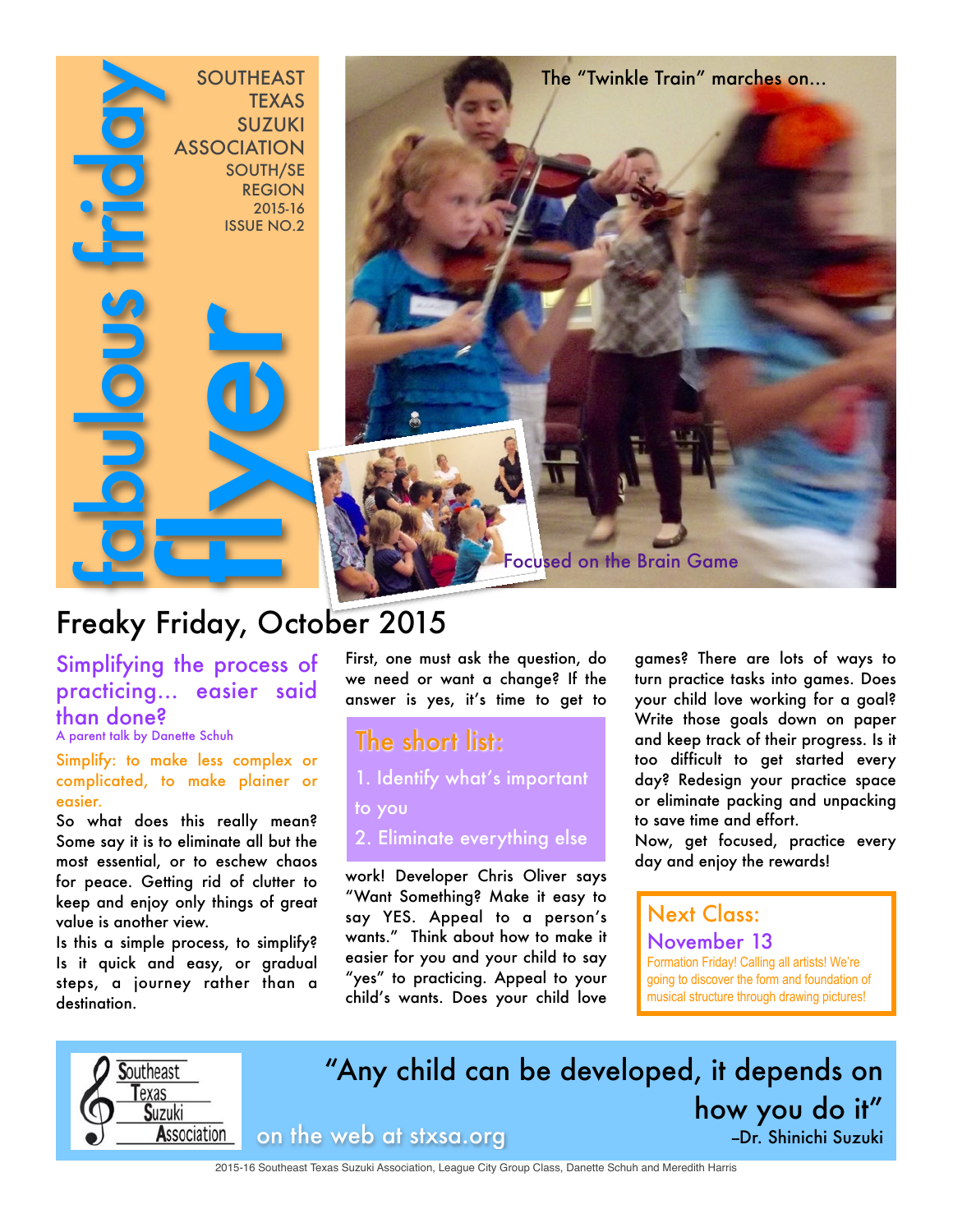# fabulous friday flyer

SOUTHEAST TEXAS SUZUKI ASSOCIATION
SOUTH/SE REGION
2015-16
ISSUE NO.2

The "Twinkle Train" marches on…

Focused on the Brain Game

## Freaky Friday, October 2015

### Simplifying the process of practicing… easier said than done?

A parent talk by Danette Schuh

Simplify: to make less complex or complicated, to make plainer or easier.

So what does this really mean? Some say it is to eliminate all but the most essential, or to eschew chaos for peace. Getting rid of clutter to keep and enjoy only things of great value is another view.

Is this a simple process, to simplify? Is it quick and easy, or gradual steps, a journey rather than a destination.

First, one must ask the question, do we need or want a change? If the answer is yes, it's time to get to work! Developer Chris Oliver says "Want Something? Make it easy to say YES. Appeal to a person's wants." Think about how to make it easier for you and your child to say "yes" to practicing. Appeal to your child's wants. Does your child love games? There are lots of ways to turn practice tasks into games. Does your child love working for a goal? Write those goals down on paper and keep track of their progress. Is it too difficult to get started every day? Redesign your practice space or eliminate packing and unpacking to save time and effort.

Now, get focused, practice every day and enjoy the rewards!

> **The short list:**
>
> 1. Identify what's important to you
> 2. Eliminate everything else

> **Next Class: November 13**
>
> Formation Friday! Calling all artists! We're going to discover the form and foundation of musical structure through drawing pictures!

Southeast Texas Suzuki Association

"Any child can be developed, it depends on how you do it"
–Dr. Shinichi Suzuki

on the web at stxsa.org

2015-16 Southeast Texas Suzuki Association, League City Group Class, Danette Schuh and Meredith Harris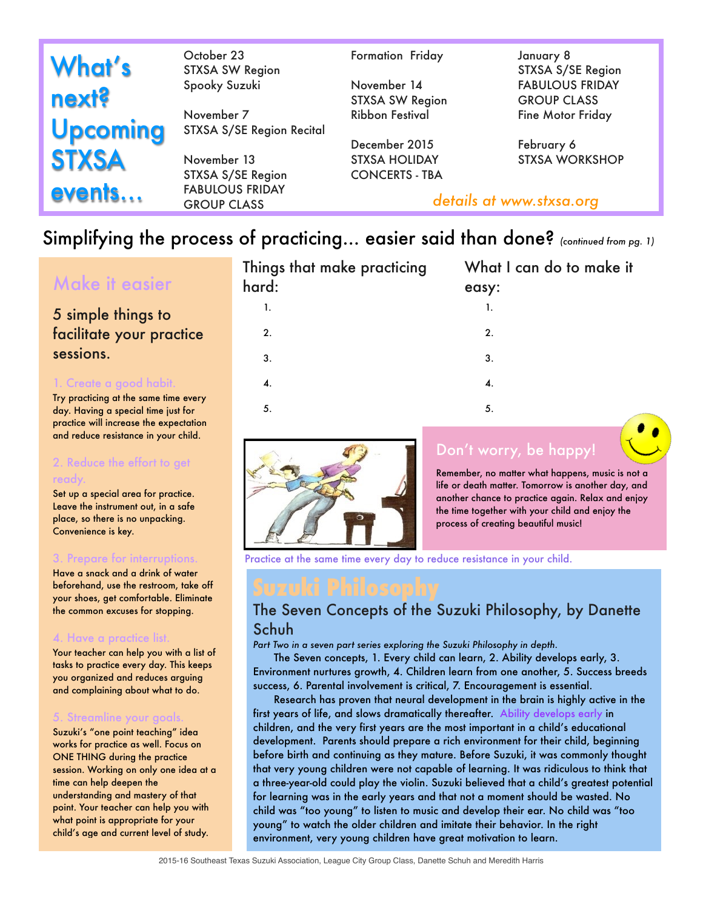# What's next? Upcoming STXSA events...

October 23
STXSA SW Region
Spooky Suzuki

November 7
STXSA S/SE Region Recital

November 13
STXSA S/SE Region
FABULOUS FRIDAY
GROUP CLASS

Formation Friday

November 14
STXSA SW Region
Ribbon Festival

December 2015
STXSA HOLIDAY
CONCERTS - TBA

January 8
STXSA S/SE Region
FABULOUS FRIDAY
GROUP CLASS
Fine Motor Friday

February 6
STXSA WORKSHOP

*details at www.stxsa.org*

# Simplifying the process of practicing... easier said than done? *(continued from pg. 1)*

## Make it easier

### 5 simple things to facilitate your practice sessions.

**1. Create a good habit.**
Try practicing at the same time every day. Having a special time just for practice will increase the expectation and reduce resistance in your child.

**2. Reduce the effort to get ready.**
Set up a special area for practice. Leave the instrument out, in a safe place, so there is no unpacking. Convenience is key.

**3. Prepare for interruptions.**
Have a snack and a drink of water beforehand, use the restroom, take off your shoes, get comfortable. Eliminate the common excuses for stopping.

**4. Have a practice list.**
Your teacher can help you with a list of tasks to practice every day. This keeps you organized and reduces arguing and complaining about what to do.

**5. Streamline your goals.**
Suzuki's "one point teaching" idea works for practice as well. Focus on ONE THING during the practice session. Working on only one idea at a time can help deepen the understanding and mastery of that point. Your teacher can help you with what point is appropriate for your child's age and current level of study.

| Things that make practicing hard: | What I can do to make it easy: |
|---|---|
| 1. | 1. |
| 2. | 2. |
| 3. | 3. |
| 4. | 4. |
| 5. | 5. |

Practice at the same time every day to reduce resistance in your child.

## Don't worry, be happy!

Remember, no matter what happens, music is not a life or death matter. Tomorrow is another day, and another chance to practice again. Relax and enjoy the time together with your child and enjoy the process of creating beautiful music!

## Suzuki Philosophy

### The Seven Concepts of the Suzuki Philosophy, by Danette Schuh

*Part Two in a seven part series exploring the Suzuki Philosophy in depth.*

The Seven concepts, 1. Every child can learn, 2. Ability develops early, 3. Environment nurtures growth, 4. Children learn from one another, 5. Success breeds success, 6. Parental involvement is critical, 7. Encouragement is essential.

Research has proven that neural development in the brain is highly active in the first years of life, and slows dramatically thereafter. Ability develops early in children, and the very first years are the most important in a child's educational development. Parents should prepare a rich environment for their child, beginning before birth and continuing as they mature. Before Suzuki, it was commonly thought that very young children were not capable of learning. It was ridiculous to think that a three-year-old could play the violin. Suzuki believed that a child's greatest potential for learning was in the early years and that not a moment should be wasted. No child was "too young" to listen to music and develop their ear. No child was "too young" to watch the older children and imitate their behavior. In the right environment, very young children have great motivation to learn.

2015-16 Southeast Texas Suzuki Association, League City Group Class, Danette Schuh and Meredith Harris